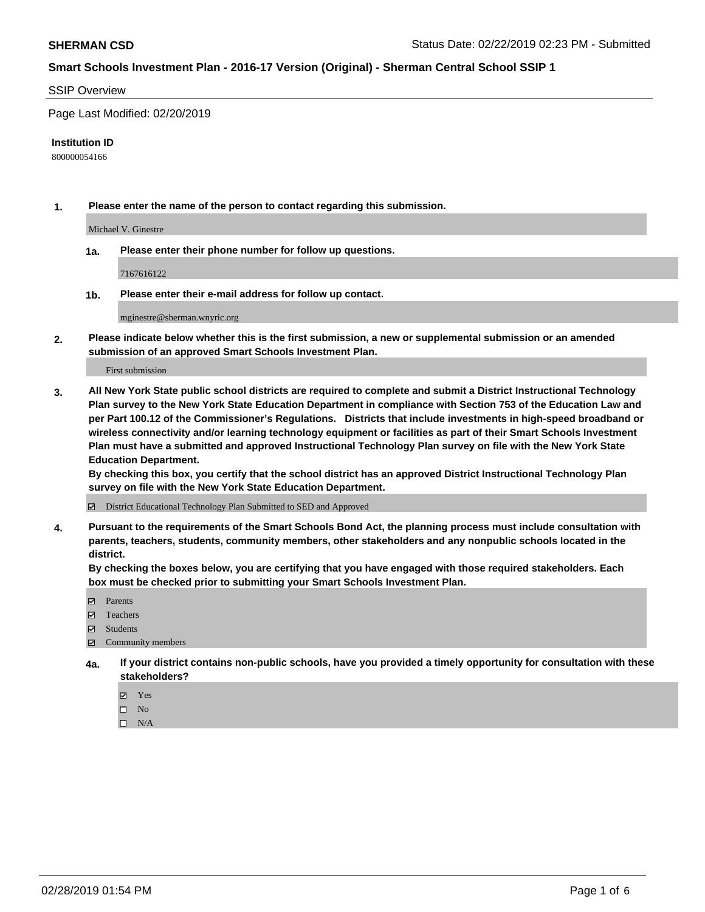**SHERMAN CSD** Status Date: 02/22/2019 02:23 PM - Submitted

**Smart Schools Investment Plan - 2016-17 Version (Original) - Sherman Central School SSIP 1**

SSIP Overview

Page Last Modified: 02/20/2019

**Institution ID**

800000054166

**1. Please enter the name of the person to contact regarding this submission.**

Michael V. Ginestre

**1a. Please enter their phone number for follow up questions.**

7167616122

**1b. Please enter their e-mail address for follow up contact.**

mginestre@sherman.wnyric.org

**2. Please indicate below whether this is the first submission, a new or supplemental submission or an amended submission of an approved Smart Schools Investment Plan.**

First submission

**3. All New York State public school districts are required to complete and submit a District Instructional Technology Plan survey to the New York State Education Department in compliance with Section 753 of the Education Law and per Part 100.12 of the Commissioner's Regulations. Districts that include investments in high-speed broadband or wireless connectivity and/or learning technology equipment or facilities as part of their Smart Schools Investment Plan must have a submitted and approved Instructional Technology Plan survey on file with the New York State Education Department.**
**By checking this box, you certify that the school district has an approved District Instructional Technology Plan survey on file with the New York State Education Department.**

☑ District Educational Technology Plan Submitted to SED and Approved

**4. Pursuant to the requirements of the Smart Schools Bond Act, the planning process must include consultation with parents, teachers, students, community members, other stakeholders and any nonpublic schools located in the district.**
**By checking the boxes below, you are certifying that you have engaged with those required stakeholders. Each box must be checked prior to submitting your Smart Schools Investment Plan.**

☑ Parents
☑ Teachers
☑ Students
☑ Community members

**4a. If your district contains non-public schools, have you provided a timely opportunity for consultation with these stakeholders?**

☑ Yes
☐ No
☐ N/A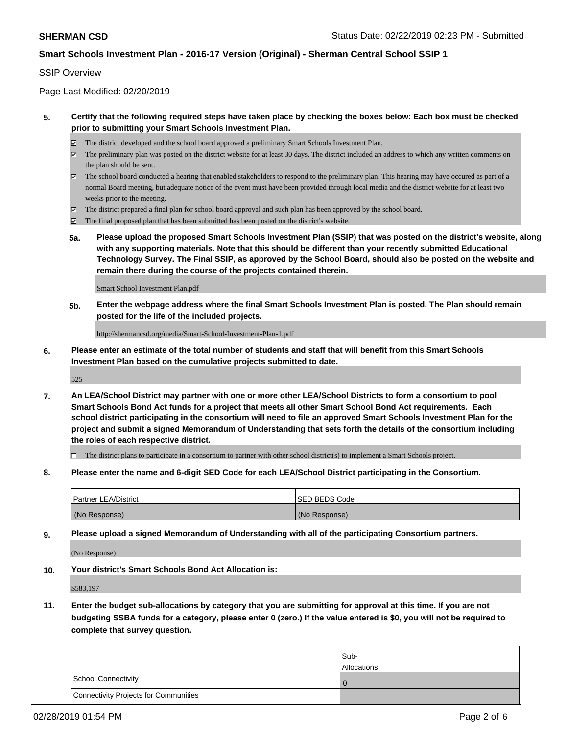SSIP Overview

Page Last Modified: 02/20/2019

**5. Certify that the following required steps have taken place by checking the boxes below: Each box must be checked prior to submitting your Smart Schools Investment Plan.**

- ☑ The district developed and the school board approved a preliminary Smart Schools Investment Plan.
- ☑ The preliminary plan was posted on the district website for at least 30 days. The district included an address to which any written comments on the plan should be sent.
- ☑ The school board conducted a hearing that enabled stakeholders to respond to the preliminary plan. This hearing may have occured as part of a normal Board meeting, but adequate notice of the event must have been provided through local media and the district website for at least two weeks prior to the meeting.
- ☑ The district prepared a final plan for school board approval and such plan has been approved by the school board.
- ☑ The final proposed plan that has been submitted has been posted on the district's website.

**5a. Please upload the proposed Smart Schools Investment Plan (SSIP) that was posted on the district's website, along with any supporting materials. Note that this should be different than your recently submitted Educational Technology Survey. The Final SSIP, as approved by the School Board, should also be posted on the website and remain there during the course of the projects contained therein.**

Smart School Investment Plan.pdf

**5b. Enter the webpage address where the final Smart Schools Investment Plan is posted. The Plan should remain posted for the life of the included projects.**

http://shermancsd.org/media/Smart-School-Investment-Plan-1.pdf

**6. Please enter an estimate of the total number of students and staff that will benefit from this Smart Schools Investment Plan based on the cumulative projects submitted to date.**

525

**7. An LEA/School District may partner with one or more other LEA/School Districts to form a consortium to pool Smart Schools Bond Act funds for a project that meets all other Smart School Bond Act requirements. Each school district participating in the consortium will need to file an approved Smart Schools Investment Plan for the project and submit a signed Memorandum of Understanding that sets forth the details of the consortium including the roles of each respective district.**

- ☐ The district plans to participate in a consortium to partner with other school district(s) to implement a Smart Schools project.

**8. Please enter the name and 6-digit SED Code for each LEA/School District participating in the Consortium.**

| Partner LEA/District | SED BEDS Code |
| --- | --- |
| (No Response) | (No Response) |

**9. Please upload a signed Memorandum of Understanding with all of the participating Consortium partners.**

(No Response)

**10. Your district's Smart Schools Bond Act Allocation is:**

$583,197

**11. Enter the budget sub-allocations by category that you are submitting for approval at this time. If you are not budgeting SSBA funds for a category, please enter 0 (zero.) If the value entered is $0, you will not be required to complete that survey question.**

| | Sub-Allocations |
| --- | --- |
| School Connectivity | 0 |
| Connectivity Projects for Communities | |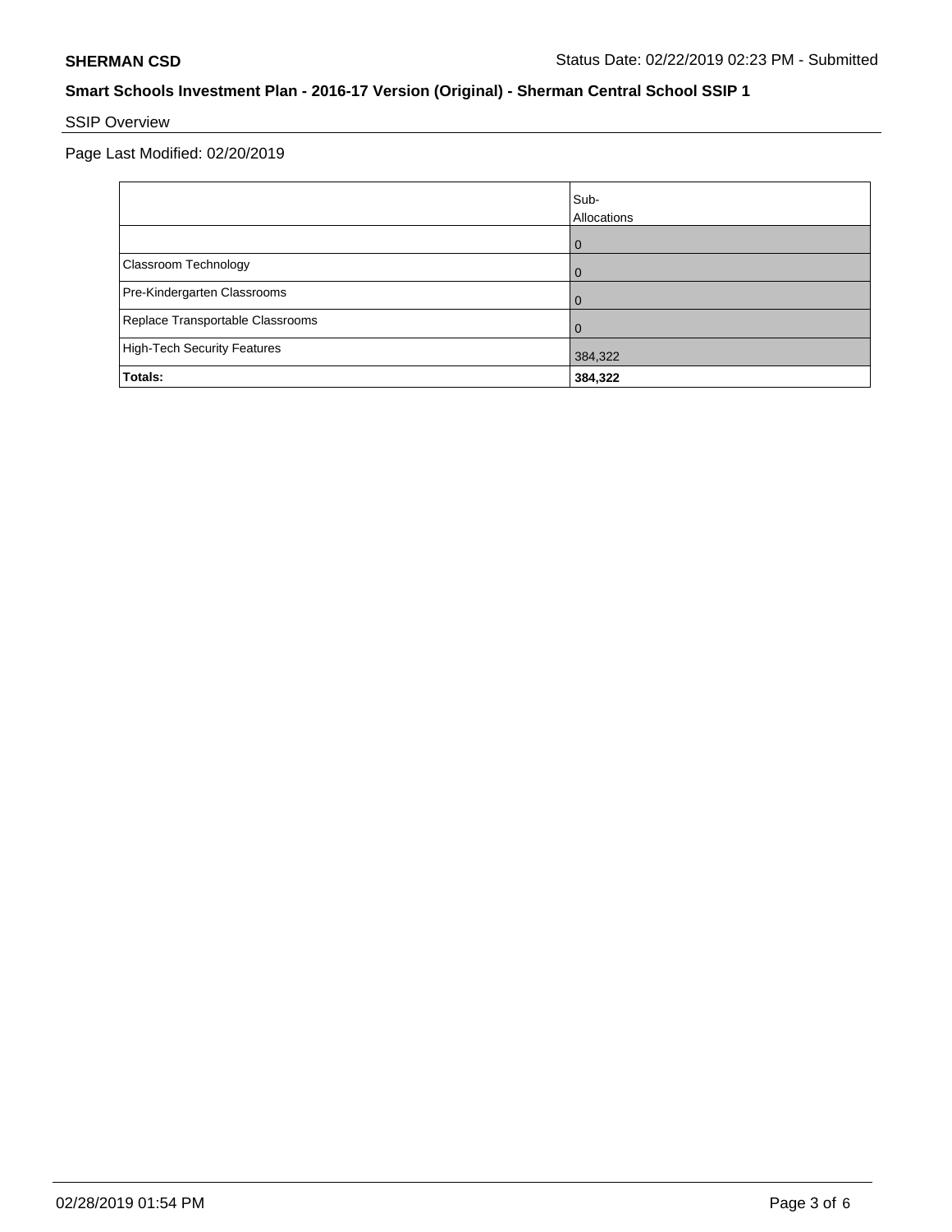**SHERMAN CSD** Status Date: 02/22/2019 02:23 PM - Submitted

## Smart Schools Investment Plan - 2016-17 Version (Original) - Sherman Central School SSIP 1

### SSIP Overview

Page Last Modified: 02/20/2019

| | Sub-Allocations |
|---|---|
| | 0 |
| Classroom Technology | 0 |
| Pre-Kindergarten Classrooms | 0 |
| Replace Transportable Classrooms | 0 |
| High-Tech Security Features | 384,322 |
| **Totals:** | **384,322** |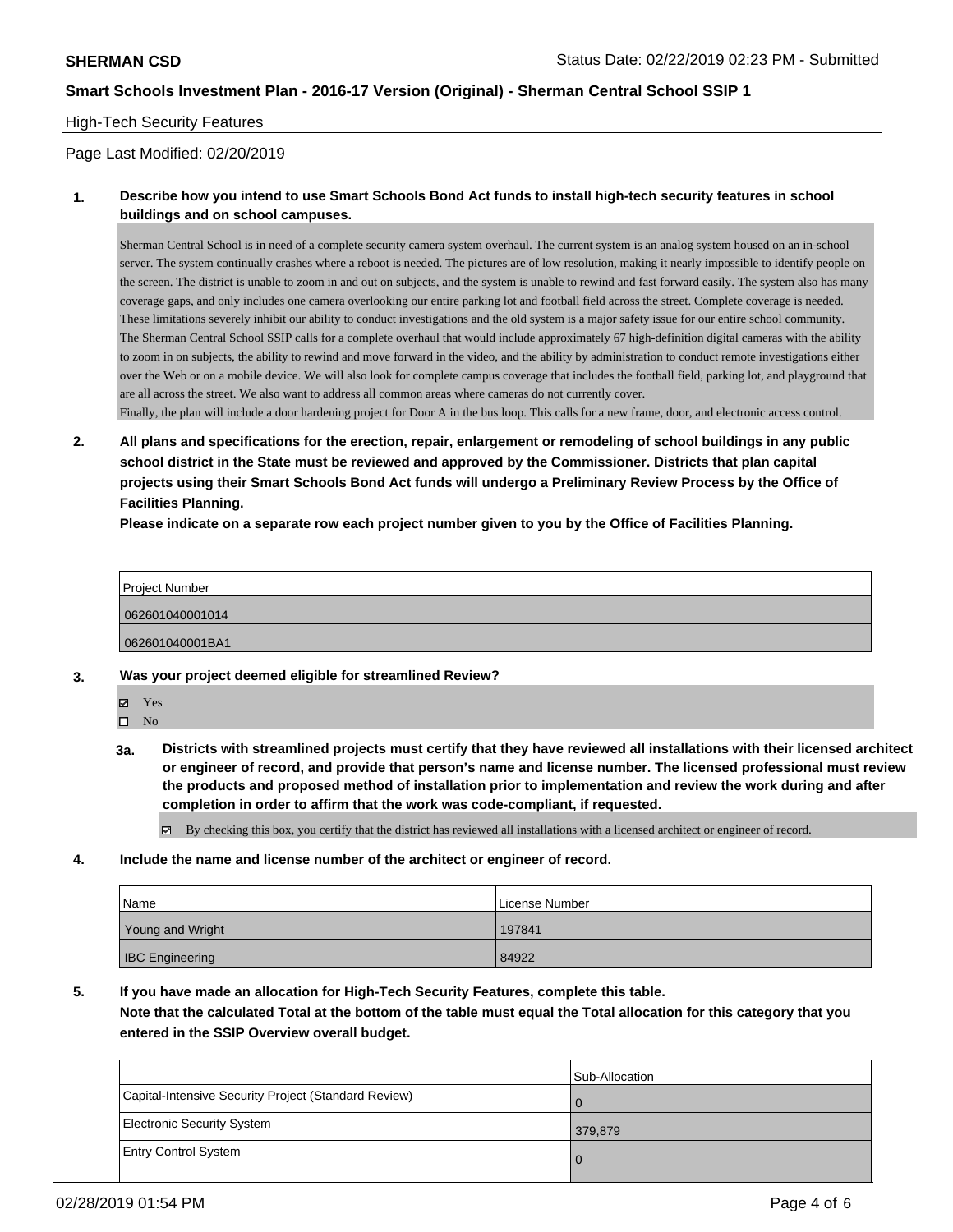**SHERMAN CSD** Status Date: 02/22/2019 02:23 PM - Submitted

**Smart Schools Investment Plan - 2016-17 Version (Original) - Sherman Central School SSIP 1**

High-Tech Security Features

Page Last Modified: 02/20/2019

**1. Describe how you intend to use Smart Schools Bond Act funds to install high-tech security features in school buildings and on school campuses.**

Sherman Central School is in need of a complete security camera system overhaul. The current system is an analog system housed on an in-school server. The system continually crashes where a reboot is needed. The pictures are of low resolution, making it nearly impossible to identify people on the screen. The district is unable to zoom in and out on subjects, and the system is unable to rewind and fast forward easily. The system also has many coverage gaps, and only includes one camera overlooking our entire parking lot and football field across the street. Complete coverage is needed. These limitations severely inhibit our ability to conduct investigations and the old system is a major safety issue for our entire school community.
The Sherman Central School SSIP calls for a complete overhaul that would include approximately 67 high-definition digital cameras with the ability to zoom in on subjects, the ability to rewind and move forward in the video, and the ability by administration to conduct remote investigations either over the Web or on a mobile device. We will also look for complete campus coverage that includes the football field, parking lot, and playground that are all across the street. We also want to address all common areas where cameras do not currently cover.
Finally, the plan will include a door hardening project for Door A in the bus loop. This calls for a new frame, door, and electronic access control.

**2. All plans and specifications for the erection, repair, enlargement or remodeling of school buildings in any public school district in the State must be reviewed and approved by the Commissioner. Districts that plan capital projects using their Smart Schools Bond Act funds will undergo a Preliminary Review Process by the Office of Facilities Planning.**
**Please indicate on a separate row each project number given to you by the Office of Facilities Planning.**

| Project Number |
|---|
| 062601040001014 |
| 062601040001BA1 |

**3. Was your project deemed eligible for streamlined Review?**

- ☑ Yes
- ☐ No

**3a. Districts with streamlined projects must certify that they have reviewed all installations with their licensed architect or engineer of record, and provide that person's name and license number. The licensed professional must review the products and proposed method of installation prior to implementation and review the work during and after completion in order to affirm that the work was code-compliant, if requested.**

☑ By checking this box, you certify that the district has reviewed all installations with a licensed architect or engineer of record.

**4. Include the name and license number of the architect or engineer of record.**

| Name | License Number |
|---|---|
| Young and Wright | 197841 |
| IBC Engineering | 84922 |

**5. If you have made an allocation for High-Tech Security Features, complete this table.**
**Note that the calculated Total at the bottom of the table must equal the Total allocation for this category that you entered in the SSIP Overview overall budget.**

| | Sub-Allocation |
|---|---|
| Capital-Intensive Security Project (Standard Review) | 0 |
| Electronic Security System | 379,879 |
| Entry Control System | 0 |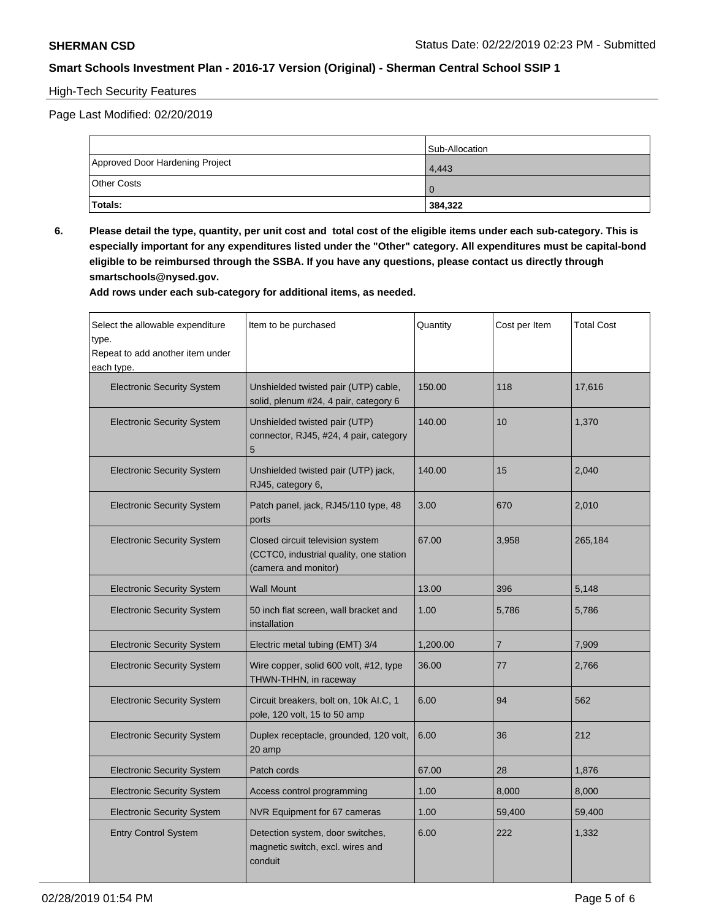High-Tech Security Features

Page Last Modified: 02/20/2019

| | Sub-Allocation |
|---|---|
| Approved Door Hardening Project | 4,443 |
| Other Costs | 0 |
| **Totals:** | **384,322** |

**6. Please detail the type, quantity, per unit cost and total cost of the eligible items under each sub-category. This is especially important for any expenditures listed under the "Other" category. All expenditures must be capital-bond eligible to be reimbursed through the SSBA. If you have any questions, please contact us directly through smartschools@nysed.gov.**
**Add rows under each sub-category for additional items, as needed.**

| Select the allowable expenditure type. Repeat to add another item under each type. | Item to be purchased | Quantity | Cost per Item | Total Cost |
|---|---|---|---|---|
| Electronic Security System | Unshielded twisted pair (UTP) cable, solid, plenum #24, 4 pair, category 6 | 150.00 | 118 | 17,616 |
| Electronic Security System | Unshielded twisted pair (UTP) connector, RJ45, #24, 4 pair, category 5 | 140.00 | 10 | 1,370 |
| Electronic Security System | Unshielded twisted pair (UTP) jack, RJ45, category 6, | 140.00 | 15 | 2,040 |
| Electronic Security System | Patch panel, jack, RJ45/110 type, 48 ports | 3.00 | 670 | 2,010 |
| Electronic Security System | Closed circuit television system (CCTC0, industrial quality, one station (camera and monitor) | 67.00 | 3,958 | 265,184 |
| Electronic Security System | Wall Mount | 13.00 | 396 | 5,148 |
| Electronic Security System | 50 inch flat screen, wall bracket and installation | 1.00 | 5,786 | 5,786 |
| Electronic Security System | Electric metal tubing (EMT) 3/4 | 1,200.00 | 7 | 7,909 |
| Electronic Security System | Wire copper, solid 600 volt, #12, type THWN-THHN, in raceway | 36.00 | 77 | 2,766 |
| Electronic Security System | Circuit breakers, bolt on, 10k AI.C, 1 pole, 120 volt, 15 to 50 amp | 6.00 | 94 | 562 |
| Electronic Security System | Duplex receptacle, grounded, 120 volt, 20 amp | 6.00 | 36 | 212 |
| Electronic Security System | Patch cords | 67.00 | 28 | 1,876 |
| Electronic Security System | Access control programming | 1.00 | 8,000 | 8,000 |
| Electronic Security System | NVR Equipment for 67 cameras | 1.00 | 59,400 | 59,400 |
| Entry Control System | Detection system, door switches, magnetic switch, excl. wires and conduit | 6.00 | 222 | 1,332 |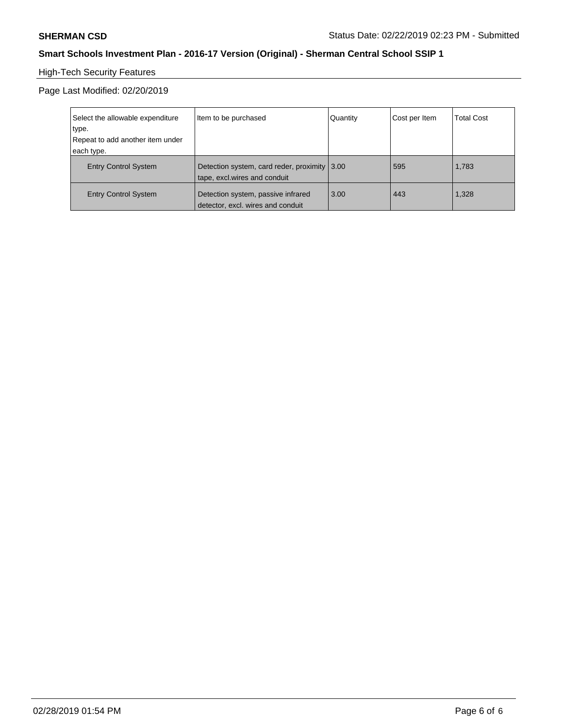**SHERMAN CSD** Status Date: 02/22/2019 02:23 PM - Submitted

**Smart Schools Investment Plan - 2016-17 Version (Original) - Sherman Central School SSIP 1**

## High-Tech Security Features

Page Last Modified: 02/20/2019

| Select the allowable expenditure type. Repeat to add another item under each type. | Item to be purchased | Quantity | Cost per Item | Total Cost |
|---|---|---|---|---|
| Entry Control System | Detection system, card reder, proximity tape, excl.wires and conduit | 3.00 | 595 | 1,783 |
| Entry Control System | Detection system, passive infrared detector, excl. wires and conduit | 3.00 | 443 | 1,328 |